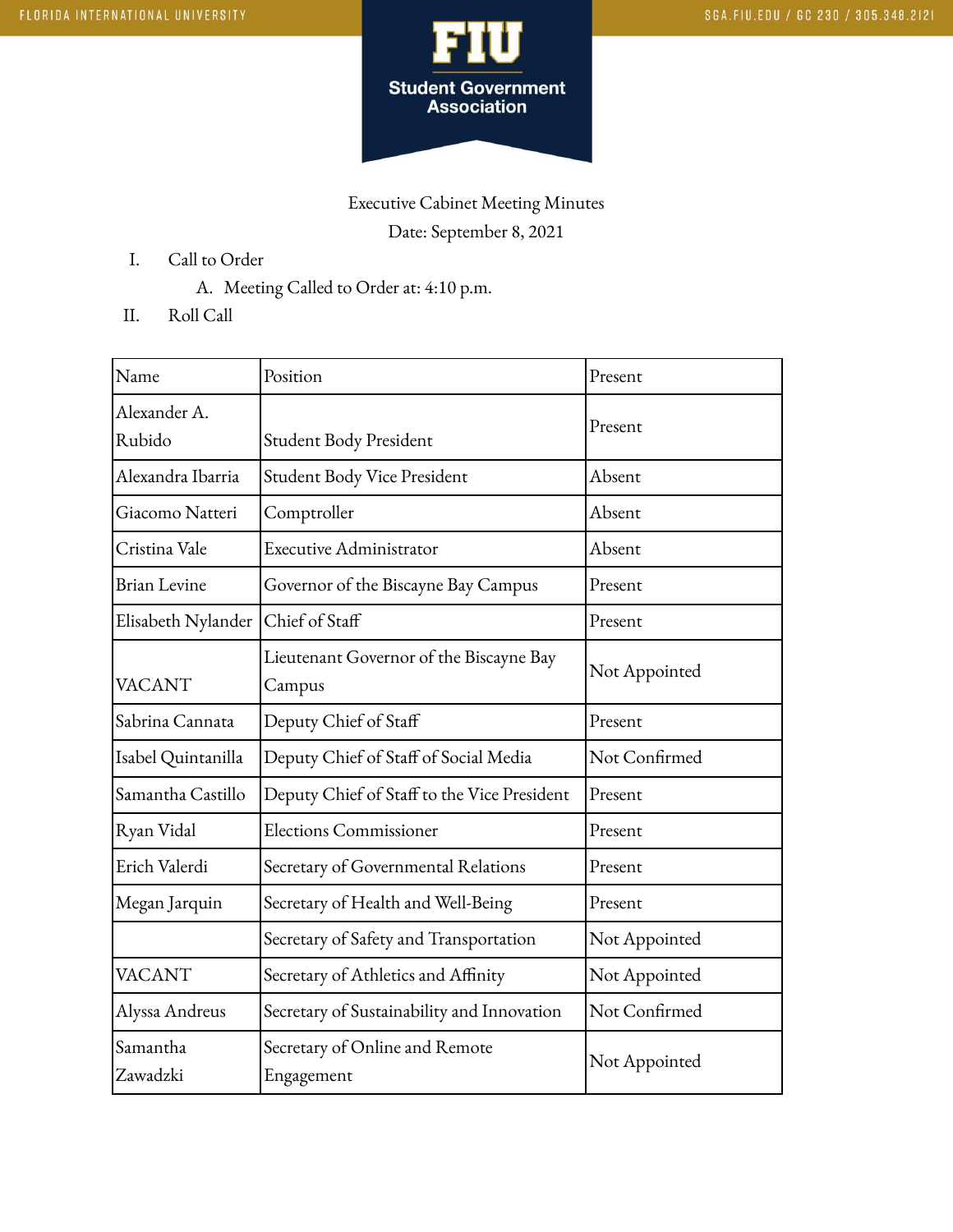Executive Cabinet Meeting Minutes

Date: September 8, 2021

I. Call to Order
   A. Meeting Called to Order at: 4:10 p.m.

II. Roll Call

| Name | Position | Present |
|---|---|---|
| Alexander A. Rubido | Student Body President | Present |
| Alexandra Ibarria | Student Body Vice President | Absent |
| Giacomo Natteri | Comptroller | Absent |
| Cristina Vale | Executive Administrator | Absent |
| Brian Levine | Governor of the Biscayne Bay Campus | Present |
| Elisabeth Nylander | Chief of Staff | Present |
| VACANT | Lieutenant Governor of the Biscayne Bay Campus | Not Appointed |
| Sabrina Cannata | Deputy Chief of Staff | Present |
| Isabel Quintanilla | Deputy Chief of Staff of Social Media | Not Confirmed |
| Samantha Castillo | Deputy Chief of Staff to the Vice President | Present |
| Ryan Vidal | Elections Commissioner | Present |
| Erich Valerdi | Secretary of Governmental Relations | Present |
| Megan Jarquin | Secretary of Health and Well-Being | Present |
| | Secretary of Safety and Transportation | Not Appointed |
| VACANT | Secretary of Athletics and Affinity | Not Appointed |
| Alyssa Andreus | Secretary of Sustainability and Innovation | Not Confirmed |
| Samantha Zawadzki | Secretary of Online and Remote Engagement | Not Appointed |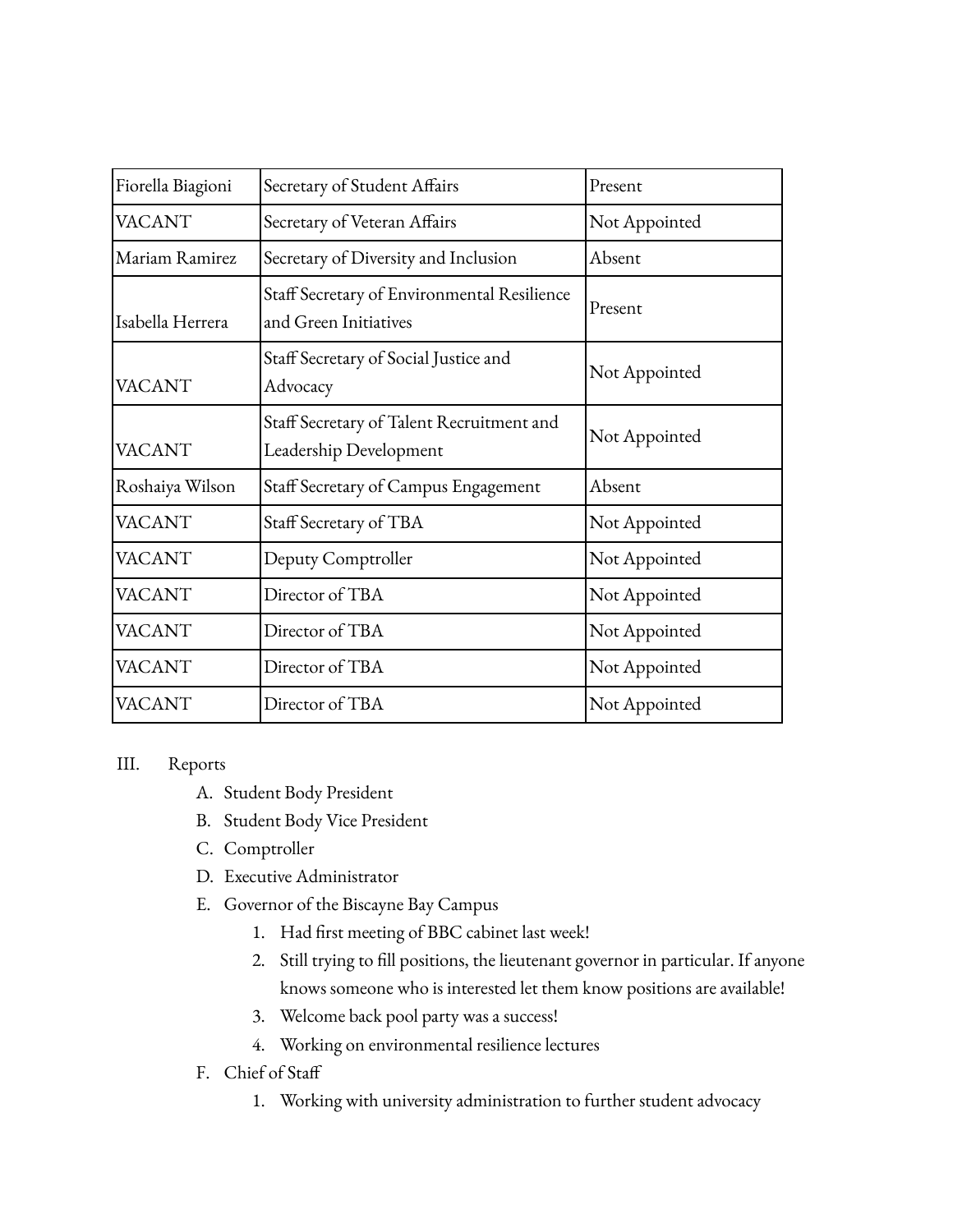| Fiorella Biagioni | Secretary of Student Affairs | Present |
|---|---|---|
| VACANT | Secretary of Veteran Affairs | Not Appointed |
| Mariam Ramirez | Secretary of Diversity and Inclusion | Absent |
| Isabella Herrera | Staff Secretary of Environmental Resilience and Green Initiatives | Present |
| VACANT | Staff Secretary of Social Justice and Advocacy | Not Appointed |
| VACANT | Staff Secretary of Talent Recruitment and Leadership Development | Not Appointed |
| Roshaiya Wilson | Staff Secretary of Campus Engagement | Absent |
| VACANT | Staff Secretary of TBA | Not Appointed |
| VACANT | Deputy Comptroller | Not Appointed |
| VACANT | Director of TBA | Not Appointed |
| VACANT | Director of TBA | Not Appointed |
| VACANT | Director of TBA | Not Appointed |
| VACANT | Director of TBA | Not Appointed |

III. Reports

A. Student Body President

B. Student Body Vice President

C. Comptroller

D. Executive Administrator

E. Governor of the Biscayne Bay Campus

1. Had first meeting of BBC cabinet last week!
2. Still trying to fill positions, the lieutenant governor in particular. If anyone knows someone who is interested let them know positions are available!
3. Welcome back pool party was a success!
4. Working on environmental resilience lectures

F. Chief of Staff

1. Working with university administration to further student advocacy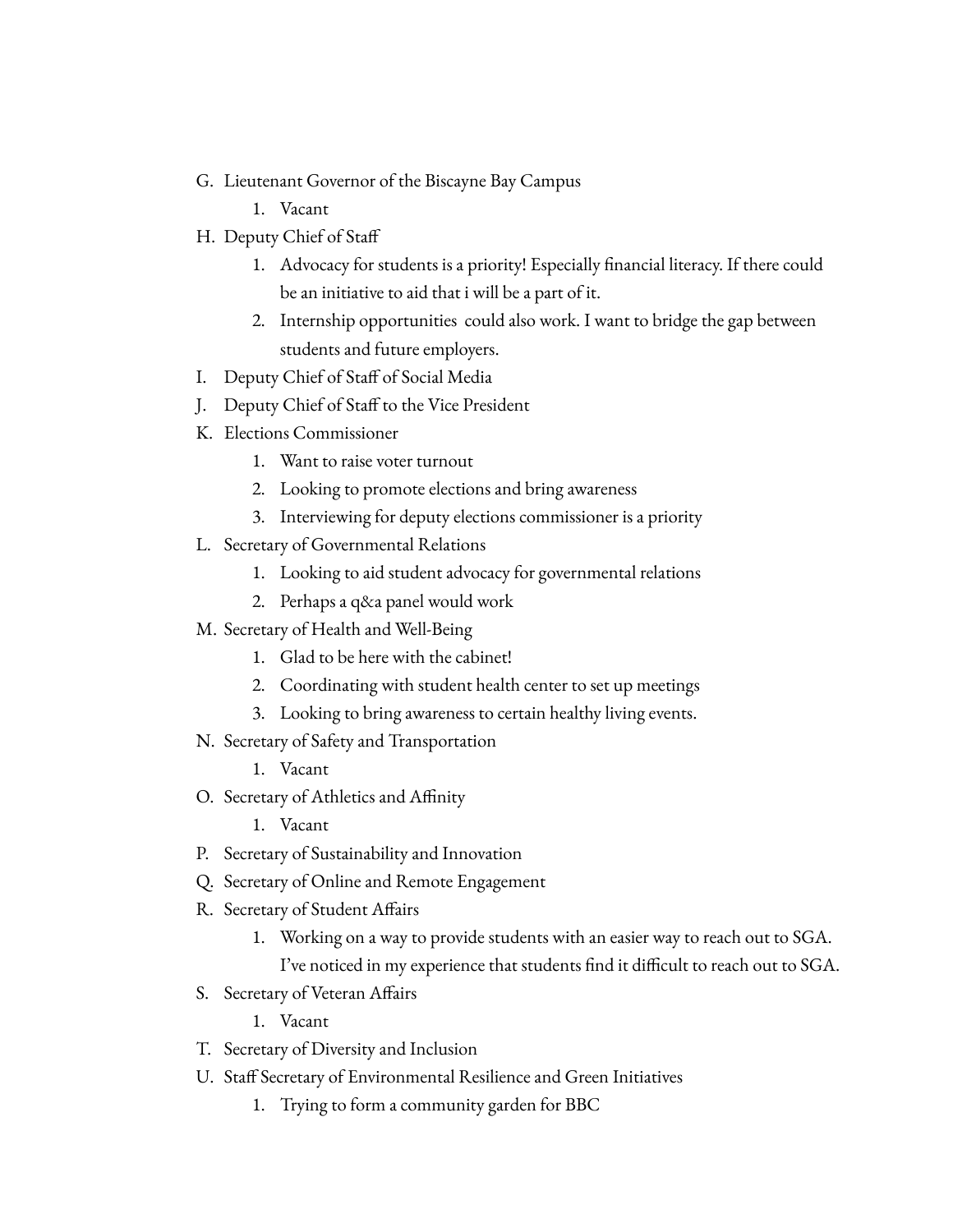G. Lieutenant Governor of the Biscayne Bay Campus
    1. Vacant
H. Deputy Chief of Staff
    1. Advocacy for students is a priority! Especially financial literacy. If there could be an initiative to aid that i will be a part of it.
    2. Internship opportunities  could also work. I want to bridge the gap between students and future employers.
I. Deputy Chief of Staff of Social Media
J. Deputy Chief of Staff to the Vice President
K. Elections Commissioner
    1. Want to raise voter turnout
    2. Looking to promote elections and bring awareness
    3. Interviewing for deputy elections commissioner is a priority
L. Secretary of Governmental Relations
    1. Looking to aid student advocacy for governmental relations
    2. Perhaps a q&a panel would work
M. Secretary of Health and Well-Being
    1. Glad to be here with the cabinet!
    2. Coordinating with student health center to set up meetings
    3. Looking to bring awareness to certain healthy living events.
N. Secretary of Safety and Transportation
    1. Vacant
O. Secretary of Athletics and Affinity
    1. Vacant
P. Secretary of Sustainability and Innovation
Q. Secretary of Online and Remote Engagement
R. Secretary of Student Affairs
    1. Working on a way to provide students with an easier way to reach out to SGA. I've noticed in my experience that students find it difficult to reach out to SGA.
S. Secretary of Veteran Affairs
    1. Vacant
T. Secretary of Diversity and Inclusion
U. Staff Secretary of Environmental Resilience and Green Initiatives
    1. Trying to form a community garden for BBC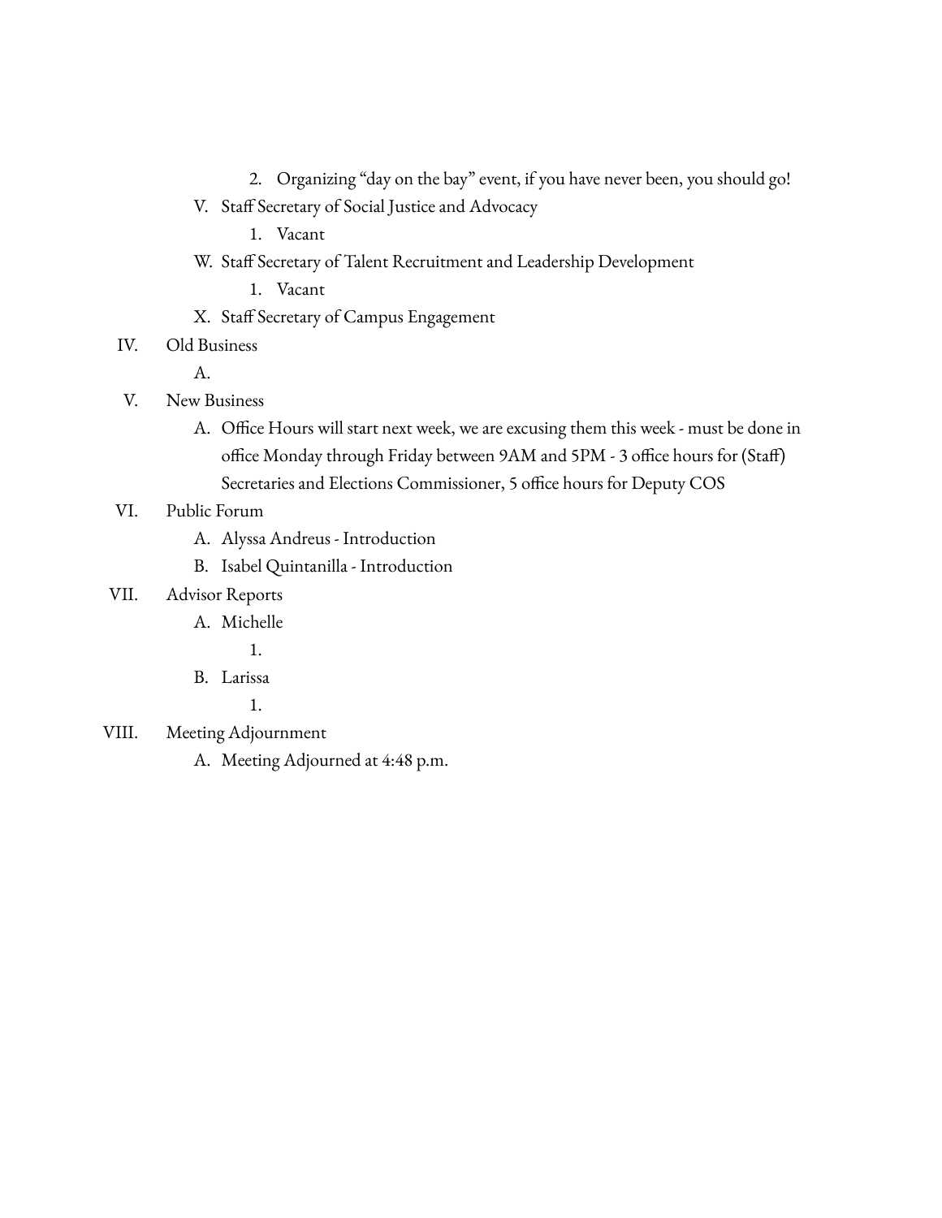2. Organizing “day on the bay” event, if you have never been, you should go!

V. Staff Secretary of Social Justice and Advocacy

1. Vacant

W. Staff Secretary of Talent Recruitment and Leadership Development

1. Vacant

X. Staff Secretary of Campus Engagement

IV. Old Business

A.

V. New Business

A. Office Hours will start next week, we are excusing them this week - must be done in office Monday through Friday between 9AM and 5PM - 3 office hours for (Staff) Secretaries and Elections Commissioner, 5 office hours for Deputy COS

VI. Public Forum

A. Alyssa Andreus - Introduction

B. Isabel Quintanilla - Introduction

VII. Advisor Reports

A. Michelle

1.

B. Larissa

1.

VIII. Meeting Adjournment

A. Meeting Adjourned at 4:48 p.m.